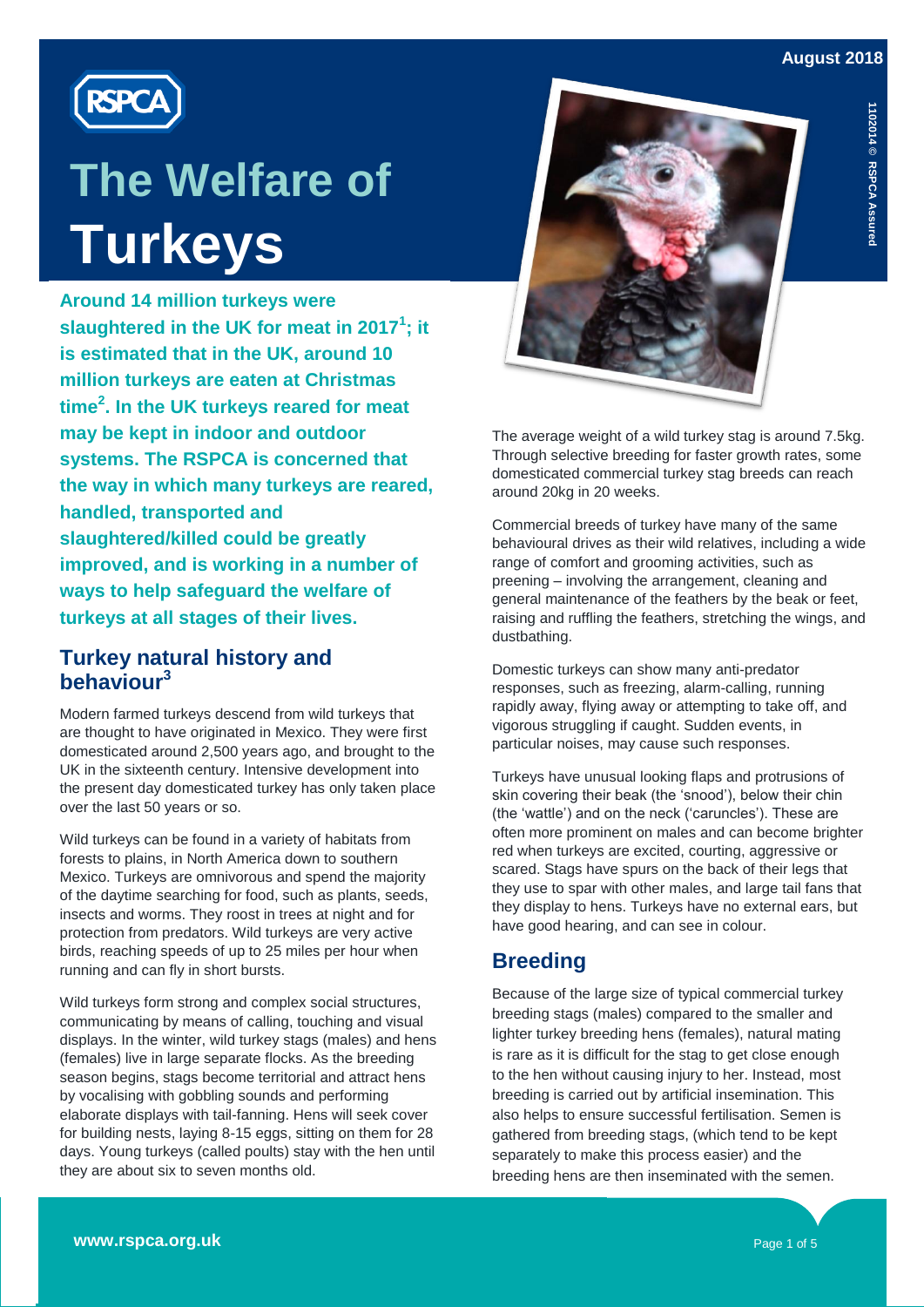August 2018

# The Welfare of Turkeys

**Around 14 million turkeys were slaughtered in the UK for meat in 2017[1]; it is estimated that in the UK, around 10 million turkeys are eaten at Christmas time[2]. In the UK turkeys reared for meat may be kept in indoor and outdoor systems. The RSPCA is concerned that the way in which many turkeys are reared, handled, transported and slaughtered/killed could be greatly improved, and is working in a number of ways to help safeguard the welfare of turkeys at all stages of their lives.**

## Turkey natural history and behaviour[3]

Modern farmed turkeys descend from wild turkeys that are thought to have originated in Mexico. They were first domesticated around 2,500 years ago, and brought to the UK in the sixteenth century. Intensive development into the present day domesticated turkey has only taken place over the last 50 years or so.

Wild turkeys can be found in a variety of habitats from forests to plains, in North America down to southern Mexico. Turkeys are omnivorous and spend the majority of the daytime searching for food, such as plants, seeds, insects and worms. They roost in trees at night and for protection from predators. Wild turkeys are very active birds, reaching speeds of up to 25 miles per hour when running and can fly in short bursts.

Wild turkeys form strong and complex social structures, communicating by means of calling, touching and visual displays. In the winter, wild turkey stags (males) and hens (females) live in large separate flocks. As the breeding season begins, stags become territorial and attract hens by vocalising with gobbling sounds and performing elaborate displays with tail-fanning. Hens will seek cover for building nests, laying 8-15 eggs, sitting on them for 28 days. Young turkeys (called poults) stay with the hen until they are about six to seven months old.

The average weight of a wild turkey stag is around 7.5kg. Through selective breeding for faster growth rates, some domesticated commercial turkey stag breeds can reach around 20kg in 20 weeks.

Commercial breeds of turkey have many of the same behavioural drives as their wild relatives, including a wide range of comfort and grooming activities, such as preening – involving the arrangement, cleaning and general maintenance of the feathers by the beak or feet, raising and ruffling the feathers, stretching the wings, and dustbathing.

Domestic turkeys can show many anti-predator responses, such as freezing, alarm-calling, running rapidly away, flying away or attempting to take off, and vigorous struggling if caught. Sudden events, in particular noises, may cause such responses.

Turkeys have unusual looking flaps and protrusions of skin covering their beak (the 'snood'), below their chin (the 'wattle') and on the neck ('caruncles'). These are often more prominent on males and can become brighter red when turkeys are excited, courting, aggressive or scared. Stags have spurs on the back of their legs that they use to spar with other males, and large tail fans that they display to hens. Turkeys have no external ears, but have good hearing, and can see in colour.

## Breeding

Because of the large size of typical commercial turkey breeding stags (males) compared to the smaller and lighter turkey breeding hens (females), natural mating is rare as it is difficult for the stag to get close enough to the hen without causing injury to her. Instead, most breeding is carried out by artificial insemination. This also helps to ensure successful fertilisation. Semen is gathered from breeding stags, (which tend to be kept separately to make this process easier) and the breeding hens are then inseminated with the semen.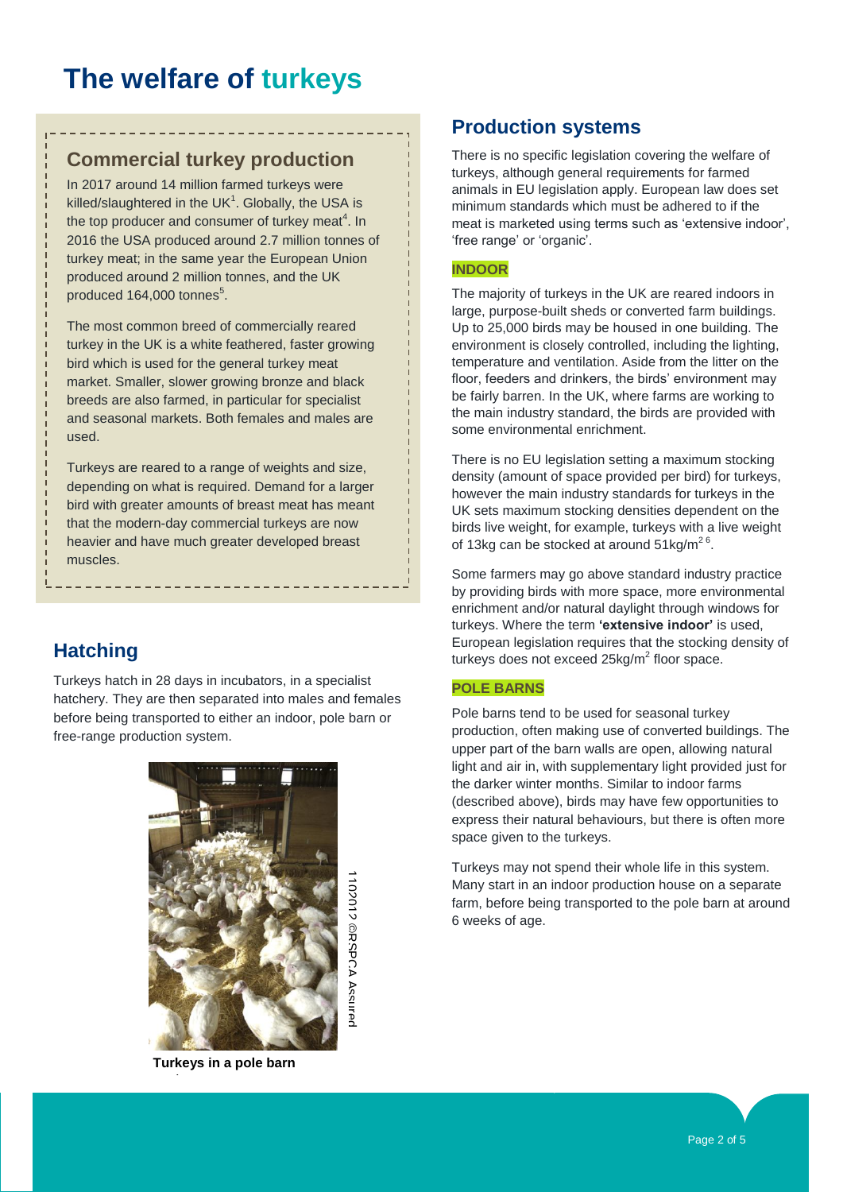# The welfare of turkeys

## Commercial turkey production

In 2017 around 14 million farmed turkeys were killed/slaughtered in the UK[1]. Globally, the USA is the top producer and consumer of turkey meat[4]. In 2016 the USA produced around 2.7 million tonnes of turkey meat; in the same year the European Union produced around 2 million tonnes, and the UK produced 164,000 tonnes[5].

The most common breed of commercially reared turkey in the UK is a white feathered, faster growing bird which is used for the general turkey meat market. Smaller, slower growing bronze and black breeds are also farmed, in particular for specialist and seasonal markets. Both females and males are used.

Turkeys are reared to a range of weights and size, depending on what is required. Demand for a larger bird with greater amounts of breast meat has meant that the modern-day commercial turkeys are now heavier and have much greater developed breast muscles.

## Hatching

Turkeys hatch in 28 days in incubators, in a specialist hatchery. They are then separated into males and females before being transported to either an indoor, pole barn or free-range production system.

110217 ©RSPCA Assured

**Turkeys in a pole barn**

## Production systems

There is no specific legislation covering the welfare of turkeys, although general requirements for farmed animals in EU legislation apply. European law does set minimum standards which must be adhered to if the meat is marketed using terms such as 'extensive indoor', 'free range' or 'organic'.

### INDOOR

The majority of turkeys in the UK are reared indoors in large, purpose-built sheds or converted farm buildings. Up to 25,000 birds may be housed in one building. The environment is closely controlled, including the lighting, temperature and ventilation. Aside from the litter on the floor, feeders and drinkers, the birds' environment may be fairly barren. In the UK, where farms are working to the main industry standard, the birds are provided with some environmental enrichment.

There is no EU legislation setting a maximum stocking density (amount of space provided per bird) for turkeys, however the main industry standards for turkeys in the UK sets maximum stocking densities dependent on the birds live weight, for example, turkeys with a live weight of 13kg can be stocked at around 51kg/$m^2$ [6].

Some farmers may go above standard industry practice by providing birds with more space, more environmental enrichment and/or natural daylight through windows for turkeys. Where the term **'extensive indoor'** is used, European legislation requires that the stocking density of turkeys does not exceed 25kg/$m^2$ floor space.

### POLE BARNS

Pole barns tend to be used for seasonal turkey production, often making use of converted buildings. The upper part of the barn walls are open, allowing natural light and air in, with supplementary light provided just for the darker winter months. Similar to indoor farms (described above), birds may have few opportunities to express their natural behaviours, but there is often more space given to the turkeys.

Turkeys may not spend their whole life in this system. Many start in an indoor production house on a separate farm, before being transported to the pole barn at around 6 weeks of age.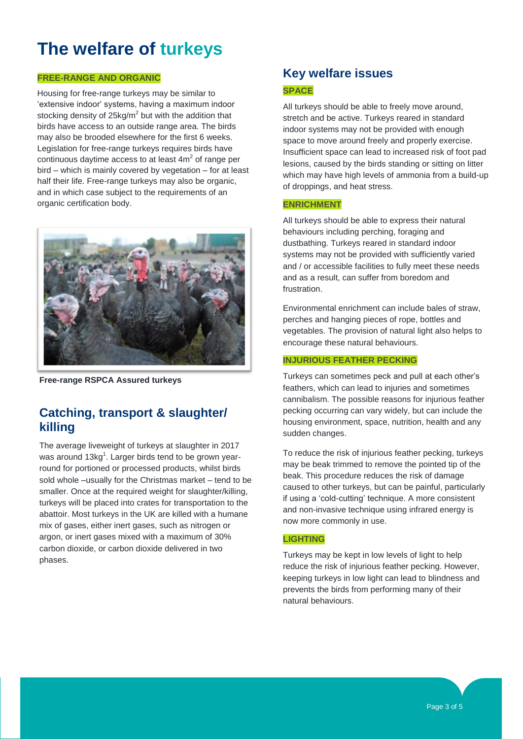# The welfare of turkeys

### FREE-RANGE AND ORGANIC

Housing for free-range turkeys may be similar to 'extensive indoor' systems, having a maximum indoor stocking density of 25kg/$m^2$ but with the addition that birds have access to an outside range area. The birds may also be brooded elsewhere for the first 6 weeks. Legislation for free-range turkeys requires birds have continuous daytime access to at least 4$m^2$ of range per bird – which is mainly covered by vegetation – for at least half their life. Free-range turkeys may also be organic, and in which case subject to the requirements of an organic certification body.

**Free-range RSPCA Assured turkeys**

## Catching, transport & slaughter/killing

The average liveweight of turkeys at slaughter in 2017 was around 13kg[1]. Larger birds tend to be grown year-round for portioned or processed products, whilst birds sold whole –usually for the Christmas market – tend to be smaller. Once at the required weight for slaughter/killing, turkeys will be placed into crates for transportation to the abattoir. Most turkeys in the UK are killed with a humane mix of gases, either inert gases, such as nitrogen or argon, or inert gases mixed with a maximum of 30% carbon dioxide, or carbon dioxide delivered in two phases.

## Key welfare issues

### SPACE

All turkeys should be able to freely move around, stretch and be active. Turkeys reared in standard indoor systems may not be provided with enough space to move around freely and properly exercise. Insufficient space can lead to increased risk of foot pad lesions, caused by the birds standing or sitting on litter which may have high levels of ammonia from a build-up of droppings, and heat stress.

### ENRICHMENT

All turkeys should be able to express their natural behaviours including perching, foraging and dustbathing. Turkeys reared in standard indoor systems may not be provided with sufficiently varied and / or accessible facilities to fully meet these needs and as a result, can suffer from boredom and frustration.

Environmental enrichment can include bales of straw, perches and hanging pieces of rope, bottles and vegetables. The provision of natural light also helps to encourage these natural behaviours.

### INJURIOUS FEATHER PECKING

Turkeys can sometimes peck and pull at each other's feathers, which can lead to injuries and sometimes cannibalism. The possible reasons for injurious feather pecking occurring can vary widely, but can include the housing environment, space, nutrition, health and any sudden changes.

To reduce the risk of injurious feather pecking, turkeys may be beak trimmed to remove the pointed tip of the beak. This procedure reduces the risk of damage caused to other turkeys, but can be painful, particularly if using a 'cold-cutting' technique. A more consistent and non-invasive technique using infrared energy is now more commonly in use.

### LIGHTING

Turkeys may be kept in low levels of light to help reduce the risk of injurious feather pecking. However, keeping turkeys in low light can lead to blindness and prevents the birds from performing many of their natural behaviours.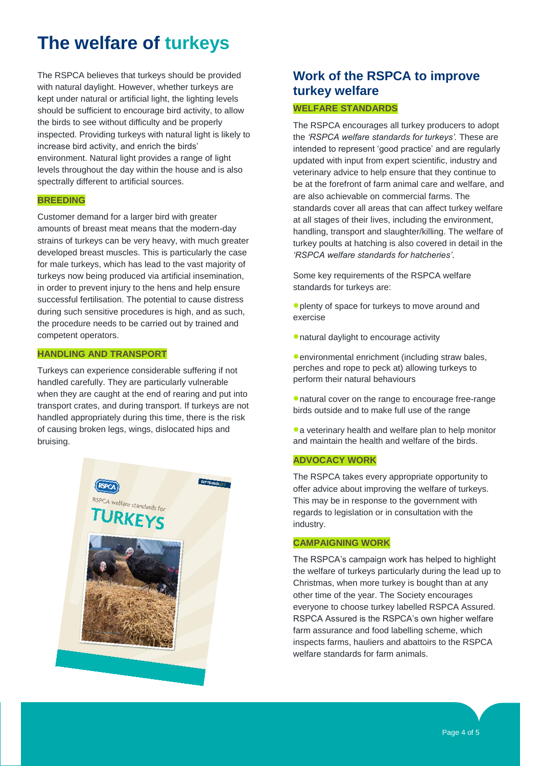# The welfare of turkeys

The RSPCA believes that turkeys should be provided with natural daylight. However, whether turkeys are kept under natural or artificial light, the lighting levels should be sufficient to encourage bird activity, to allow the birds to see without difficulty and be properly inspected. Providing turkeys with natural light is likely to increase bird activity, and enrich the birds' environment. Natural light provides a range of light levels throughout the day within the house and is also spectrally different to artificial sources.

### BREEDING

Customer demand for a larger bird with greater amounts of breast meat means that the modern-day strains of turkeys can be very heavy, with much greater developed breast muscles. This is particularly the case for male turkeys, which has lead to the vast majority of turkeys now being produced via artificial insemination, in order to prevent injury to the hens and help ensure successful fertilisation. The potential to cause distress during such sensitive procedures is high, and as such, the procedure needs to be carried out by trained and competent operators.

### HANDLING AND TRANSPORT

Turkeys can experience considerable suffering if not handled carefully. They are particularly vulnerable when they are caught at the end of rearing and put into transport crates, and during transport. If turkeys are not handled appropriately during this time, there is the risk of causing broken legs, wings, dislocated hips and bruising.

## Work of the RSPCA to improve turkey welfare

### WELFARE STANDARDS

The RSPCA encourages all turkey producers to adopt the *'RSPCA welfare standards for turkeys'.* These are intended to represent 'good practice' and are regularly updated with input from expert scientific, industry and veterinary advice to help ensure that they continue to be at the forefront of farm animal care and welfare, and are also achievable on commercial farms. The standards cover all areas that can affect turkey welfare at all stages of their lives, including the environment, handling, transport and slaughter/killing. The welfare of turkey poults at hatching is also covered in detail in the *'RSPCA welfare standards for hatcheries'*.

Some key requirements of the RSPCA welfare standards for turkeys are:

- plenty of space for turkeys to move around and exercise
- natural daylight to encourage activity
- environmental enrichment (including straw bales, perches and rope to peck at) allowing turkeys to perform their natural behaviours
- natural cover on the range to encourage free-range birds outside and to make full use of the range
- a veterinary health and welfare plan to help monitor and maintain the health and welfare of the birds.

### ADVOCACY WORK

The RSPCA takes every appropriate opportunity to offer advice about improving the welfare of turkeys. This may be in response to the government with regards to legislation or in consultation with the industry.

### CAMPAIGNING WORK

The RSPCA's campaign work has helped to highlight the welfare of turkeys particularly during the lead up to Christmas, when more turkey is bought than at any other time of the year. The Society encourages everyone to choose turkey labelled RSPCA Assured. RSPCA Assured is the RSPCA's own higher welfare farm assurance and food labelling scheme, which inspects farms, hauliers and abattoirs to the RSPCA welfare standards for farm animals.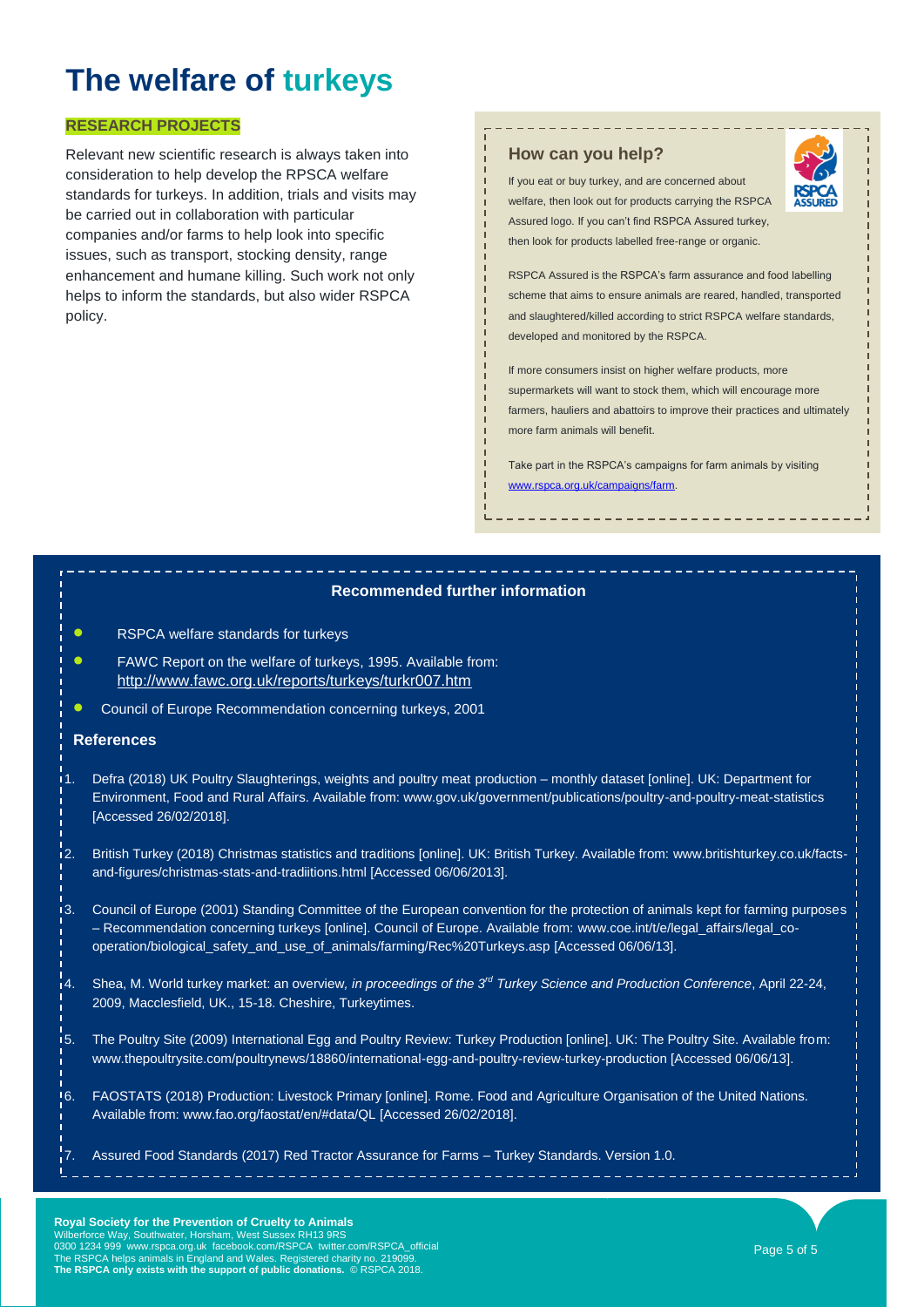# The welfare of turkeys

## RESEARCH PROJECTS

Relevant new scientific research is always taken into consideration to help develop the RPSCA welfare standards for turkeys. In addition, trials and visits may be carried out in collaboration with particular companies and/or farms to help look into specific issues, such as transport, stocking density, range enhancement and humane killing. Such work not only helps to inform the standards, but also wider RSPCA policy.

### How can you help?

If you eat or buy turkey, and are concerned about welfare, then look out for products carrying the RSPCA Assured logo. If you can't find RSPCA Assured turkey, then look for products labelled free-range or organic.

RSPCA Assured is the RSPCA's farm assurance and food labelling scheme that aims to ensure animals are reared, handled, transported and slaughtered/killed according to strict RSPCA welfare standards, developed and monitored by the RSPCA.

If more consumers insist on higher welfare products, more supermarkets will want to stock them, which will encourage more farmers, hauliers and abattoirs to improve their practices and ultimately more farm animals will benefit.

Take part in the RSPCA's campaigns for farm animals by visiting www.rspca.org.uk/campaigns/farm.

### Recommended further information

- RSPCA welfare standards for turkeys
- FAWC Report on the welfare of turkeys, 1995. Available from: http://www.fawc.org.uk/reports/turkeys/turkr007.htm
- Council of Europe Recommendation concerning turkeys, 2001

### References

1. Defra (2018) UK Poultry Slaughterings, weights and poultry meat production – monthly dataset [online]. UK: Department for Environment, Food and Rural Affairs. Available from: www.gov.uk/government/publications/poultry-and-poultry-meat-statistics [Accessed 26/02/2018].
2. British Turkey (2018) Christmas statistics and traditions [online]. UK: British Turkey. Available from: www.britishturkey.co.uk/facts-and-figures/christmas-stats-and-tradiitions.html [Accessed 06/06/2013].
3. Council of Europe (2001) Standing Committee of the European convention for the protection of animals kept for farming purposes – Recommendation concerning turkeys [online]. Council of Europe. Available from: www.coe.int/t/e/legal_affairs/legal_co-operation/biological_safety_and_use_of_animals/farming/Rec%20Turkeys.asp [Accessed 06/06/13].
4. Shea, M. World turkey market: an overview, *in proceedings of the 3rd Turkey Science and Production Conference*, April 22-24, 2009, Macclesfield, UK., 15-18. Cheshire, Turkeytimes.
5. The Poultry Site (2009) International Egg and Poultry Review: Turkey Production [online]. UK: The Poultry Site. Available from: www.thepoultrysite.com/poultrynews/18860/international-egg-and-poultry-review-turkey-production [Accessed 06/06/13].
6. FAOSTATS (2018) Production: Livestock Primary [online]. Rome. Food and Agriculture Organisation of the United Nations. Available from: www.fao.org/faostat/en/#data/QL [Accessed 26/02/2018].
7. Assured Food Standards (2017) Red Tractor Assurance for Farms – Turkey Standards. Version 1.0.

**Royal Society for the Prevention of Cruelty to Animals**
Wilberforce Way, Southwater, Horsham, West Sussex RH13 9RS
0300 1234 999 www.rspca.org.uk facebook.com/RSPCA twitter.com/RSPCA_official
The RSPCA helps animals in England and Wales. Registered charity no. 219099.
**The RSPCA only exists with the support of public donations.** © RSPCA 2018.